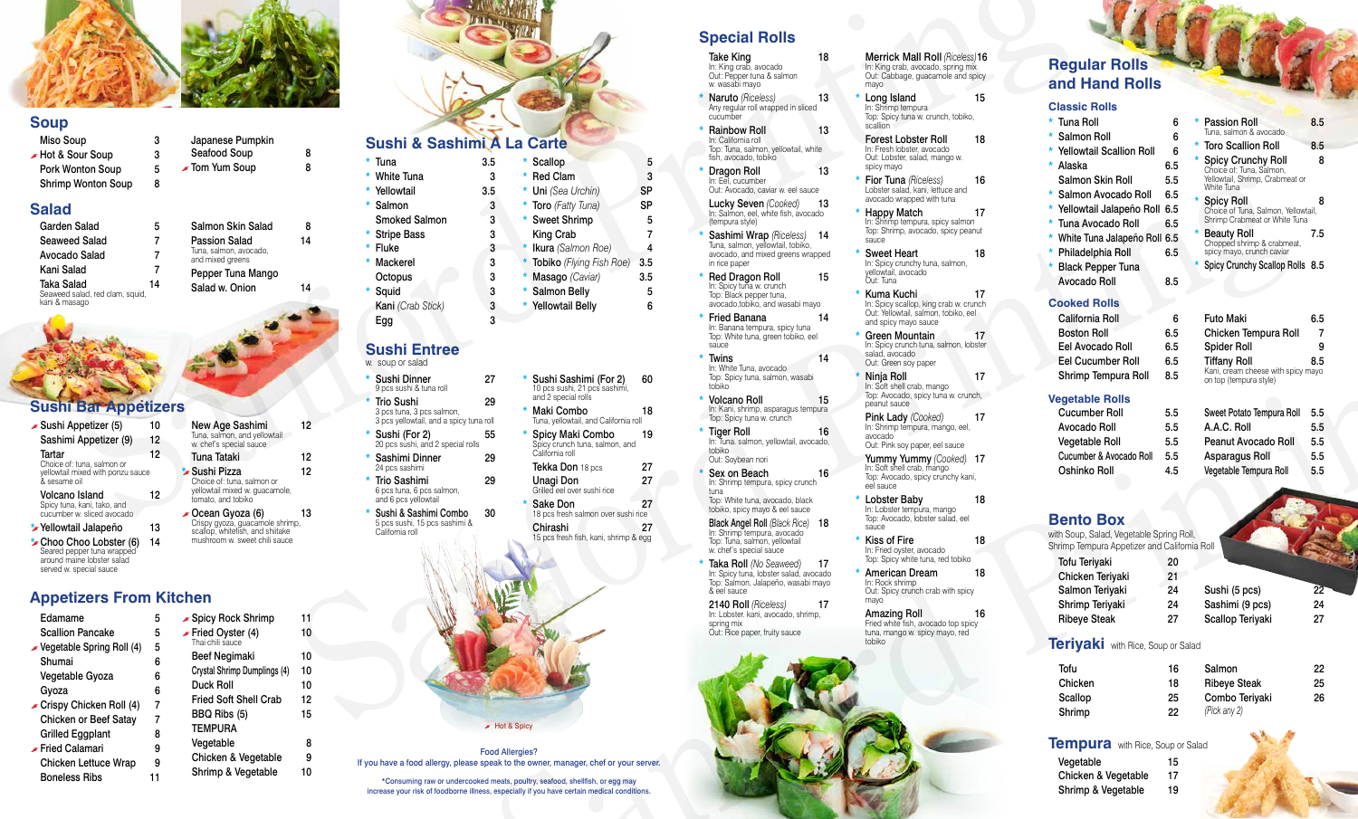## Soup

| Item | Price |
|---|---|
| Miso Soup | 3 |
| Hot & Sour Soup | 3 |
| Pork Wonton Soup | 5 |
| Shrimp Wonton Soup | 8 |
| Japanese Pumpkin Seafood Soup | 8 |
| Tom Yum Soup | 8 |

## Salad

| Item | Price |
|---|---|
| Garden Salad | 5 |
| Seaweed Salad | 7 |
| Avocado Salad | 7 |
| Kani Salad | 7 |
| Taka Salad<br>Seaweed salad, red clam, squid, kani & masago | 14 |
| Salmon Skin Salad | 8 |
| Passion Salad<br>Tuna, salmon, avocado, and mixed greens | 14 |
| Pepper Tuna Mango Salad w. Onion | 14 |

## Sushi Bar Appetizers

| Item | Price |
|---|---|
| Sushi Appetizer (5) | 10 |
| Sashimi Appetizer (9) | 12 |
| Tartar<br>Choice of: tuna, salmon or yellowtail mixed with ponzu sauce & sesame oil | 12 |
| Volcano Island<br>Spicy tuna, kani, tako, and cucumber w. sliced avocado | 12 |
| Yellowtail Jalapeño | 13 |
| Choo Choo Lobster (6)<br>Seared pepper tuna wrapped around maine lobster salad served w. special sauce | 14 |
| New Age Sashimi<br>Tuna, salmon, and yellowtail w. chef's special sauce | 12 |
| Tuna Tataki | 12 |
| Sushi Pizza<br>Choice of: tuna, salmon or yellowtail mixed w. guacamole, tomato, and tobiko | 12 |
| Ocean Gyoza (6)<br>Crispy gyoza, guacamole shrimp, scallop, whitefish, and shiitake mushroom w. sweet chili sauce | 13 |

## Appetizers From Kitchen

| Item | Price |
|---|---|
| Edamame | 5 |
| Scallion Pancake | 5 |
| Vegetable Spring Roll (4) | 5 |
| Shumai | 6 |
| Vegetable Gyoza | 6 |
| Gyoza | 6 |
| Crispy Chicken Roll (4) | 7 |
| Chicken or Beef Satay | 7 |
| Grilled Eggplant | 8 |
| Fried Calamari | 9 |
| Chicken Lettuce Wrap | 9 |
| Boneless Ribs | 11 |
| Spicy Rock Shrimp | 11 |
| Fried Oyster (4)<br>Thai chili sauce | 10 |
| Beef Negimaki | 10 |
| Crystal Shrimp Dumplings (4) | 10 |
| Duck Roll | 10 |
| Fried Soft Shell Crab | 12 |
| BBQ Ribs (5) | 15 |
| **TEMPURA** | |
| Vegetable | 8 |
| Chicken & Vegetable | 9 |
| Shrimp & Vegetable | 10 |

## Sushi & Sashimi A La Carte

| Item | Price |
|---|---|
| * Tuna | 3.5 |
| * White Tuna | 3 |
| * Yellowtail | 3.5 |
| * Salmon | 3 |
| Smoked Salmon | 3 |
| * Stripe Bass | 3 |
| * Fluke | 3 |
| * Mackerel | 3 |
| Octopus | 3 |
| * Squid | 3 |
| Kani *(Crab Stick)* | 3 |
| Egg | 3 |
| * Scallop | 5 |
| * Red Clam | 3 |
| * Uni *(Sea Urchin)* | SP |
| * Toro *(Fatty Tuna)* | SP |
| * Sweet Shrimp | 5 |
| King Crab | 7 |
| * Ikura *(Salmon Roe)* | 4 |
| * Tobiko *(Flying Fish Roe)* | 3.5 |
| * Masago *(Caviar)* | 3.5 |
| * Salmon Belly | 5 |
| * Yellowtail Belly | 6 |

## Sushi Entree

w. soup or salad

| Item | Price |
|---|---|
| * Sushi Dinner<br>9 pcs sushi & tuna roll | 27 |
| * Trio Sushi<br>3 pcs tuna, 3 pcs salmon, 3 pcs yellowtail, and a spicy tuna roll | 29 |
| * Sushi (For 2)<br>20 pcs sushi, and 2 special rolls | 55 |
| * Sashimi Dinner<br>24 pcs sashimi | 29 |
| * Trio Sashimi<br>6 pcs tuna, 6 pcs salmon, and 6 pcs yellowtail | 29 |
| * Sushi & Sashimi Combo<br>5 pcs sushi, 15 pcs sashimi & California roll | 30 |
| * Sushi Sashimi (For 2)<br>10 pcs sushi, 21 pcs sashimi, and 2 special rolls | 60 |
| * Maki Combo<br>Tuna, yellowtail, and California roll | 18 |
| * Spicy Maki Combo<br>Spicy crunch tuna, salmon, and California roll | 19 |
| Tekka Don 18 pcs | 27 |
| Unagi Don<br>Grilled eel over sushi rice | 27 |
| * Sake Don<br>18 pcs fresh salmon over sushi rice | 27 |
| Chirashi<br>15 pcs fresh fish, kani, shrimp & egg | 27 |

Hot & Spicy

Food Allergies?
If you have a food allergy, please speak to the owner, manager, chef or your server.

*Consuming raw or undercooked meats, poultry, seafood, shellfish, or egg may increase your risk of foodborne illness, especially if you have certain medical conditions.

## Special Rolls

| Item | Price |
|---|---|
| Take King<br>In: King crab, avocado<br>Out: Pepper tuna & salmon w. wasabi mayo | 18 |
| * Naruto *(Riceless)*<br>Any regular roll wrapped in sliced cucumber | 13 |
| * Rainbow Roll<br>In: California roll<br>Top: Tuna, salmon, yellowtail, white fish, avocado, tobiko | 13 |
| * Dragon Roll<br>In: Eel, cucumber<br>Out: Avocado, caviar w. eel sauce | 13 |
| Lucky Seven *(Cooked)*<br>In: Salmon, eel, white fish, avocado (tempura style) | 13 |
| * Sashimi Wrap *(Riceless)*<br>Tuna, salmon, yellowtail, tobiko, avocado, and mixed greens wrapped in rice paper | 14 |
| * Red Dragon Roll<br>In: Spicy tuna w. crunch<br>Top: Black pepper tuna, avocado, tobiko, and wasabi mayo | 15 |
| * Fried Banana<br>In: Banana tempura, spicy tuna<br>Top: White tuna, green tobiko, eel sauce | 14 |
| * Twins<br>In: White Tuna, avocado<br>Top: Spicy tuna, salmon, wasabi tobiko | 14 |
| * Volcano Roll<br>In: Kani, shrimp, asparagus tempura<br>Top: Spicy tuna w. crunch | 15 |
| * Tiger Roll<br>In: Tuna, salmon, yellowtail, avocado, tobiko<br>Out: Soybean nori | 16 |
| * Sex on Beach<br>In: Shrimp tempura, spicy crunch tuna<br>Top: White tuna, avocado, black tobiko, spicy mayo & eel sauce | 16 |
| Black Angel Roll *(Black Rice)*<br>In: Shrimp tempura, avocado<br>Top: Tuna, salmon, yellowtail w. chef's special sauce | 18 |
| * Taka Roll *(No Seaweed)*<br>In: Spicy tuna, lobster salad, avocado<br>Top: Salmon, Jalapeño, wasabi mayo & eel sauce | 17 |
| 2140 Roll *(Riceless)*<br>In: Lobster, kani, avocado, shrimp, spring mix<br>Out: Rice paper, fruity sauce | 17 |
| Merrick Mall Roll *(Riceless)*<br>In: King crab, avocado, spring mix<br>Out: Cabbage, guacamole and spicy mayo | 16 |
| * Long Island<br>In: Shrimp tempura<br>Top: Spicy tuna w. crunch, tobiko, scallion | 15 |
| Forest Lobster Roll<br>In: Fresh lobster, avocado<br>Out: Lobster, salad, mango w. spicy mayo | 18 |
| * Fior Tuna *(Riceless)*<br>Lobster salad, kani, lettuce and avocado wrapped with tuna | 16 |
| * Happy Match<br>In: Shrimp tempura, spicy salmon<br>Top: Shrimp, avocado, spicy peanut sauce | 17 |
| * Sweet Heart<br>In: Spicy crunchy tuna, salmon, yellowtail, avocado<br>Out: Tuna | 18 |
| * Kuma Kuchi<br>In: Spicy scallop, king crab w. crunch<br>Out: Yellowtail, salmon, tobiko, eel and spicy mayo sauce | 17 |
| * Green Mountain<br>In: Spicy crunch tuna, salmon, lobster salad, avocado<br>Out: Green soy paper | 17 |
| * Ninja Roll<br>In: Soft shell crab, mango<br>Top: Avocado, spicy tuna w. crunch, peanut sauce | 17 |
| Pink Lady *(Cooked)*<br>In: Shrimp tempura, mango, eel, avocado<br>Out: Pink soy paper, eel sauce | 17 |
| Yummy Yummy *(Cooked)*<br>In: Soft shell crab, mango<br>Top: Avocado, spicy crunchy kani, eel sauce | 17 |
| * Lobster Baby<br>In: Lobster tempura, mango<br>Top: Avocado, lobster salad, eel sauce | 18 |
| * Kiss of Fire<br>In: Fried oyster, avocado<br>Top: Spicy white tuna, red tobiko | 18 |
| * American Dream<br>In: Rock shrimp<br>Out: Spicy crunch crab with spicy mayo | 18 |
| Amazing Roll<br>Fried white fish, avocado top spicy tuna, mango w. spicy mayo, red tobiko | 16 |

## Regular Rolls and Hand Rolls

### Classic Rolls

| Item | Price |
|---|---|
| * Tuna Roll | 6 |
| * Salmon Roll | 6 |
| * Yellowtail Scallion Roll | 6 |
| * Alaska | 6.5 |
| Salmon Skin Roll | 5.5 |
| * Salmon Avocado Roll | 6.5 |
| * Yellowtail Jalapeño Roll | 6.5 |
| * Tuna Avocado Roll | 6.5 |
| * White Tuna Jalapeño Roll | 6.5 |
| * Philadelphia Roll | 6.5 |
| * Black Pepper Tuna Avocado Roll | 8.5 |
| * Passion Roll<br>Tuna, salmon & avocado | 8.5 |
| * Toro Scallion Roll | 8.5 |
| * Spicy Crunchy Roll<br>Choice of: Tuna, Salmon, Yellowtail, Shrimp, Crabmeat or White Tuna | 8 |
| * Spicy Roll<br>Choice of Tuna, Salmon, Yellowtail, Shrimp Crabmeat or White Tuna | 8 |
| * Beauty Roll<br>Chopped shrimp & crabmeat, spicy mayo, crunch caviar | 7.5 |
| * Spicy Crunchy Scallop Rolls | 8.5 |

### Cooked Rolls

| Item | Price |
|---|---|
| California Roll | 6 |
| Boston Roll | 6.5 |
| Eel Avocado Roll | 6.5 |
| Eel Cucumber Roll | 6.5 |
| Shrimp Tempura Roll | 8.5 |
| Futo Maki | 6.5 |
| Chicken Tempura Roll | 7 |
| Spider Roll | 9 |
| Tiffany Roll<br>Kani, cream cheese with spicy mayo on top (tempura style) | 8.5 |

### Vegetable Rolls

| Item | Price |
|---|---|
| Cucumber Roll | 5.5 |
| Avocado Roll | 5.5 |
| Vegetable Roll | 5.5 |
| Cucumber & Avocado Roll | 5.5 |
| Oshinko Roll | 4.5 |
| Sweet Potato Tempura Roll | 5.5 |
| A.A.C. Roll | 5.5 |
| Peanut Avocado Roll | 5.5 |
| Asparagus Roll | 5.5 |
| Vegetable Tempura Roll | 5.5 |

## Bento Box

with Soup, Salad, Vegetable Spring Roll, Shrimp Tempura Appetizer and California Roll

| Item | Price |
|---|---|
| Tofu Teriyaki | 20 |
| Chicken Teriyaki | 21 |
| Salmon Teriyaki | 24 |
| Shrimp Teriyaki | 24 |
| Ribeye Steak | 27 |
| Sushi (5 pcs) | 22 |
| Sashimi (9 pcs) | 24 |
| Scallop Teriyaki | 27 |

## Teriyaki with Rice, Soup or Salad

| Item | Price |
|---|---|
| Tofu | 16 |
| Chicken | 18 |
| Scallop | 25 |
| Shrimp | 22 |
| Salmon | 22 |
| Ribeye Steak | 25 |
| Combo Teriyaki *(Pick any 2)* | 26 |

## Tempura with Rice, Soup or Salad

| Item | Price |
|---|---|
| Vegetable | 15 |
| Chicken & Vegetable | 17 |
| Shrimp & Vegetable | 19 |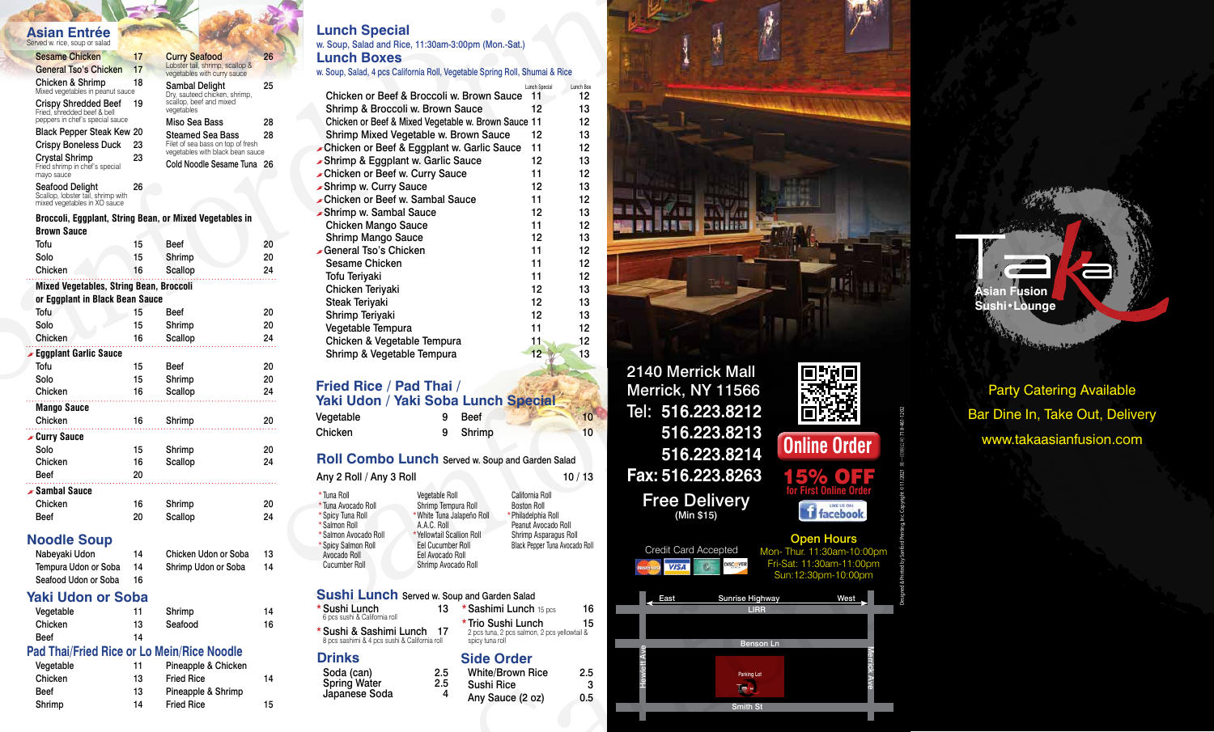## Asian Entrée
Served w. rice, soup or salad

| | | | |
|---|---|---|---|
| Sesame Chicken | 17 | Curry Seafood<br>Lobster tail, shrimp, scallop & vegetables with curry sauce | 26 |
| General Tso's Chicken | 17 | Sambal Delight<br>Dry, sauteed chicken, shrimp, scallop, beef and mixed vegetables | 25 |
| Chicken & Shrimp<br>Mixed vegetables in peanut sauce | 18 | Miso Sea Bass | 28 |
| Crispy Shredded Beef<br>Fried, shredded beef & bell peppers in chef's special sauce | 19 | Steamed Sea Bass<br>Filet of sea bass on top of fresh vegetables with black bean sauce | 28 |
| Black Pepper Steak Kew | 20 | Cold Noodle Sesame Tuna | 26 |
| Crispy Boneless Duck | 23 | | |
| Crystal Shrimp<br>Fried shrimp in chef's special mayo sauce | 23 | | |
| Seafood Delight<br>Scallop, lobster tail, shrimp with mixed vegetables in XO sauce | 26 | | |

### Broccoli, Eggplant, String Bean, or Mixed Vegetables in Brown Sauce

| | | | |
|---|---|---|---|
| Tofu | 15 | Beef | 20 |
| Solo | 15 | Shrimp | 20 |
| Chicken | 16 | Scallop | 24 |

### Mixed Vegetables, String Bean, Broccoli or Eggplant in Black Bean Sauce

| | | | |
|---|---|---|---|
| Tofu | 15 | Beef | 20 |
| Solo | 15 | Shrimp | 20 |
| Chicken | 16 | Scallop | 24 |

### Eggplant Garlic Sauce

| | | | |
|---|---|---|---|
| Tofu | 15 | Beef | 20 |
| Solo | 15 | Shrimp | 20 |
| Chicken | 16 | Scallop | 24 |

### Mango Sauce

| | | | |
|---|---|---|---|
| Chicken | 16 | Shrimp | 20 |

### Curry Sauce

| | | | |
|---|---|---|---|
| Solo | 15 | Shrimp | 20 |
| Chicken | 16 | Scallop | 24 |
| Beef | 20 | | |

### Sambal Sauce

| | | | |
|---|---|---|---|
| Chicken | 16 | Shrimp | 20 |
| Beef | 20 | Scallop | 24 |

## Noodle Soup

| | | | |
|---|---|---|---|
| Nabeyaki Udon | 14 | Chicken Udon or Soba | 13 |
| Tempura Udon or Soba | 14 | Shrimp Udon or Soba | 14 |
| Seafood Udon or Soba | 16 | | |

## Yaki Udon or Soba

| | | | |
|---|---|---|---|
| Vegetable | 11 | Shrimp | 14 |
| Chicken | 13 | Seafood | 16 |
| Beef | 14 | | |

## Pad Thai/Fried Rice or Lo Mein/Rice Noodle

| | | | |
|---|---|---|---|
| Vegetable | 11 | Pineapple & Chicken Fried Rice | 14 |
| Chicken | 13 | | |
| Beef | 13 | Pineapple & Shrimp Fried Rice | 15 |
| Shrimp | 14 | | |

## Lunch Special
w. Soup, Salad and Rice, 11:30am-3:00pm (Mon.-Sat.)

## Lunch Boxes
w. Soup, Salad, 4 pcs California Roll, Vegetable Spring Roll, Shumai & Rice

| | Lunch Special | Lunch Box |
|---|---|---|
| Chicken or Beef & Broccoli w. Brown Sauce | 11 | 12 |
| Shrimp & Broccoli w. Brown Sauce | 12 | 13 |
| Chicken or Beef & Mixed Vegetable w. Brown Sauce | 11 | 12 |
| Shrimp Mixed Vegetable w. Brown Sauce | 12 | 13 |
| Chicken or Beef & Eggplant w. Garlic Sauce | 11 | 12 |
| Shrimp & Eggplant w. Garlic Sauce | 12 | 13 |
| Chicken or Beef w. Curry Sauce | 11 | 12 |
| Shrimp w. Curry Sauce | 12 | 13 |
| Chicken or Beef w. Sambal Sauce | 11 | 12 |
| Shrimp w. Sambal Sauce | 12 | 13 |
| Chicken Mango Sauce | 11 | 12 |
| Shrimp Mango Sauce | 12 | 13 |
| General Tso's Chicken | 11 | 12 |
| Sesame Chicken | 11 | 12 |
| Tofu Teriyaki | 11 | 12 |
| Chicken Teriyaki | 12 | 13 |
| Steak Teriyaki | 12 | 13 |
| Shrimp Teriyaki | 12 | 13 |
| Vegetable Tempura | 11 | 12 |
| Chicken & Vegetable Tempura | 11 | 12 |
| Shrimp & Vegetable Tempura | 12 | 13 |

## Fried Rice / Pad Thai / Yaki Udon / Yaki Soba Lunch Special

| | | | |
|---|---|---|---|
| Vegetable | 9 | Beef | 10 |
| Chicken | 9 | Shrimp | 10 |

## Roll Combo Lunch
Served w. Soup and Garden Salad

Any 2 Roll / Any 3 Roll 10 / 13

| | | |
|---|---|---|
| *Tuna Roll | Vegetable Roll | California Roll |
| *Tuna Avocado Roll | Shrimp Tempura Roll | Boston Roll |
| *Spicy Tuna Roll | *White Tuna Jalapeño Roll | *Philadelphia Roll |
| *Salmon Roll | A.A.C. Roll | Peanut Avocado Roll |
| *Salmon Avocado Roll | *Yellowtail Scallion Roll | Shrimp Asparagus Roll |
| *Spicy Salmon Roll | Eel Cucumber Roll | Black Pepper Tuna Avocado Roll |
| Avocado Roll | Eel Avocado Roll | |
| Cucumber Roll | Shrimp Avocado Roll | |

## Sushi Lunch
Served w. Soup and Garden Salad

| | | | |
|---|---|---|---|
| *Sushi Lunch<br>6 pcs sushi & California roll | 13 | *Sashimi Lunch 15 pcs | 16 |
| *Sushi & Sashimi Lunch<br>8 pcs sashimi & 4 pcs sushi & California roll | 17 | *Trio Sushi Lunch<br>2 pcs tuna, 2 pcs salmon, 2 pcs yellowtail & spicy tuna roll | 15 |

## Drinks

| | |
|---|---|
| Soda (can) | 2.5 |
| Spring Water | 2.5 |
| Japanese Soda | 4 |

## Side Order

| | |
|---|---|
| White/Brown Rice | 2.5 |
| Sushi Rice | 3 |
| Any Sauce (2 oz) | 0.5 |

2140 Merrick Mall
Merrick, NY 11566
Tel: 516.223.8212
516.223.8213
516.223.8214
Fax: 516.223.8263

Free Delivery
(Min $15)

Online Order

15% OFF
for First Online Order

LIKE US ON facebook

Credit Card Accepted

Open Hours
Mon- Thur. 11:30am-10:00pm
Fri-Sat: 11:30am-11:00pm
Sun:12:30pm-10:00pm

East Sunrise Highway West
LIRR
Benson Ln
Hewlett Ave
Merrick Ave
Parking Lot
Smith St

Designed & Printed by Sanford Printing, Inc. Copyright © 11/2021

Taka
Asian Fusion
Sushi • Lounge

Party Catering Available
Bar Dine In, Take Out, Delivery
www.takaasianfusion.com